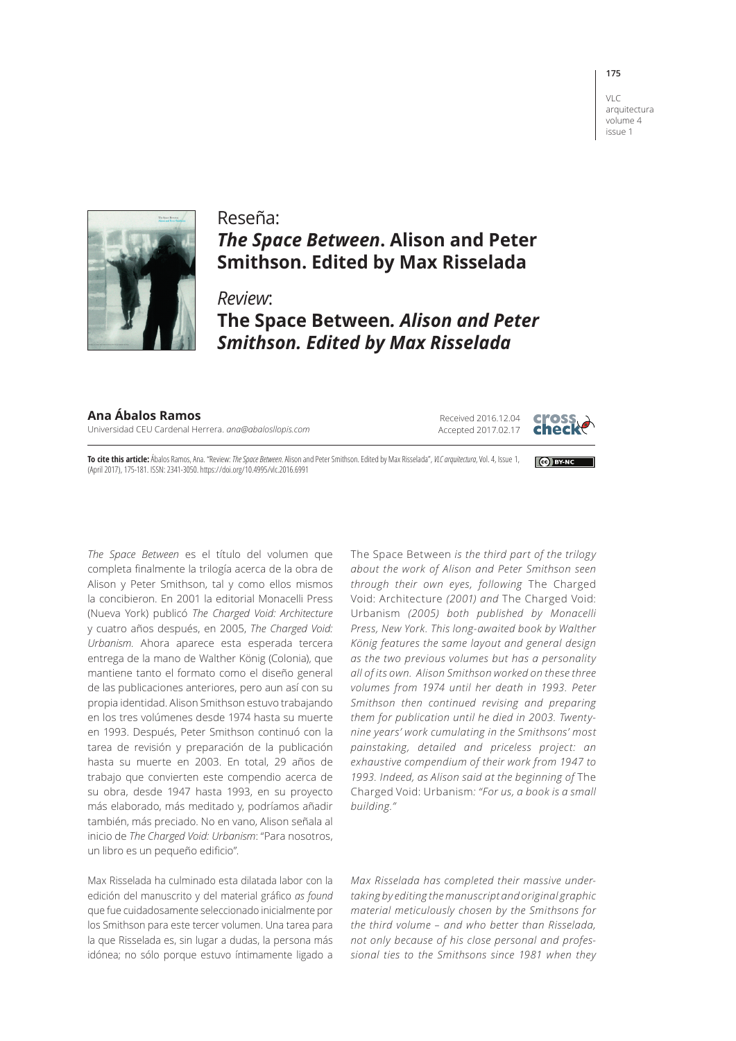# Reseña: *The Space Between*. Alison and Peter Smithson. Edited by Max Risselada

# *Review*: The Space Between*. Alison and Peter Smithson. Edited by Max Risselada*

**Ana Ábalos Ramos**
Universidad CEU Cardenal Herrera. *ana@abalosllopis.com*

Received 2016.12.04
Accepted 2017.02.17

**To cite this article:** Ábalos Ramos, Ana. "Review: *The Space Between*. Alison and Peter Smithson. Edited by Max Risselada", *VLC arquitectura*, Vol. 4, Issue 1, (April 2017), 175-181. ISSN: 2341-3050. https://doi.org/10.4995/vlc.2016.6991

*The Space Between* es el título del volumen que completa finalmente la trilogía acerca de la obra de Alison y Peter Smithson, tal y como ellos mismos la concibieron. En 2001 la editorial Monacelli Press (Nueva York) publicó *The Charged Void: Architecture* y cuatro años después, en 2005, *The Charged Void: Urbanism.* Ahora aparece esta esperada tercera entrega de la mano de Walther König (Colonia), que mantiene tanto el formato como el diseño general de las publicaciones anteriores, pero aun así con su propia identidad. Alison Smithson estuvo trabajando en los tres volúmenes desde 1974 hasta su muerte en 1993. Después, Peter Smithson continuó con la tarea de revisión y preparación de la publicación hasta su muerte en 2003. En total, 29 años de trabajo que convierten este compendio acerca de su obra, desde 1947 hasta 1993, en su proyecto más elaborado, más meditado y, podríamos añadir también, más preciado. No en vano, Alison señala al inicio de *The Charged Void: Urbanism*: "Para nosotros, un libro es un pequeño edificio".

Max Risselada ha culminado esta dilatada labor con la edición del manuscrito y del material gráfico *as found* que fue cuidadosamente seleccionado inicialmente por los Smithson para este tercer volumen. Una tarea para la que Risselada es, sin lugar a dudas, la persona más idónea; no sólo porque estuvo íntimamente ligado a

The Space Between *is the third part of the trilogy about the work of Alison and Peter Smithson seen through their own eyes, following* The Charged Void: Architecture *(2001) and* The Charged Void: Urbanism *(2005) both published by Monacelli Press, New York. This long-awaited book by Walther König features the same layout and general design as the two previous volumes but has a personality all of its own. Alison Smithson worked on these three volumes from 1974 until her death in 1993. Peter Smithson then continued revising and preparing them for publication until he died in 2003. Twenty-nine years' work cumulating in the Smithsons' most painstaking, detailed and priceless project: an exhaustive compendium of their work from 1947 to 1993. Indeed, as Alison said at the beginning of* The Charged Void: Urbanism*: "For us, a book is a small building."*

*Max Risselada has completed their massive undertaking by editing the manuscript and original graphic material meticulously chosen by the Smithsons for the third volume – and who better than Risselada, not only because of his close personal and professional ties to the Smithsons since 1981 when they*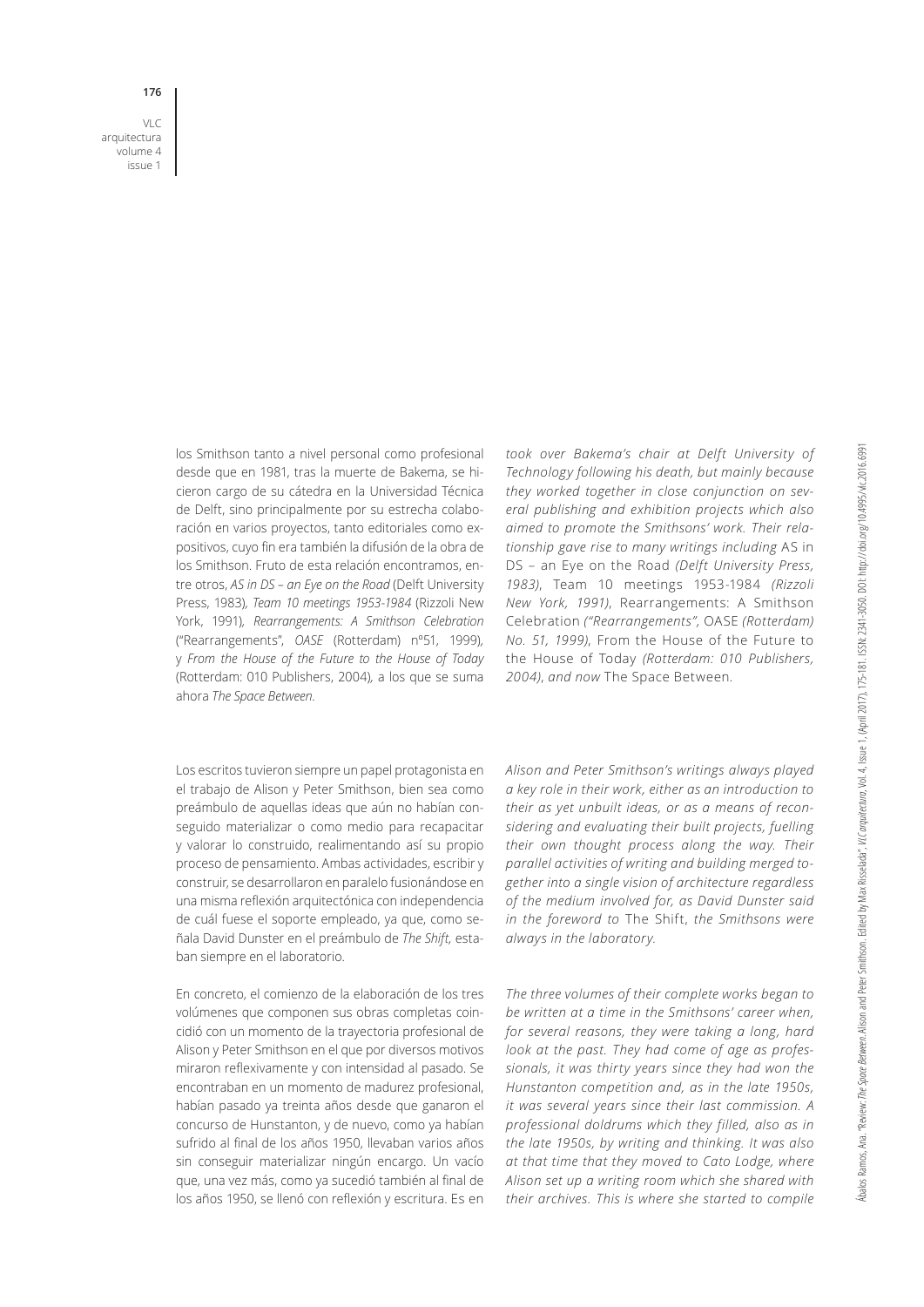los Smithson tanto a nivel personal como profesional desde que en 1981, tras la muerte de Bakema, se hicieron cargo de su cátedra en la Universidad Técnica de Delft, sino principalmente por su estrecha colaboración en varios proyectos, tanto editoriales como expositivos, cuyo fin era también la difusión de la obra de los Smithson. Fruto de esta relación encontramos, entre otros, *AS in DS – an Eye on the Road* (Delft University Press, 1983), *Team 10 meetings 1953-1984* (Rizzoli New York, 1991), *Rearrangements: A Smithson Celebration* ("Rearrangements", *OASE* (Rotterdam) nº51, 1999), y *From the House of the Future to the House of Today* (Rotterdam: 010 Publishers, 2004), a los que se suma ahora *The Space Between.*

Los escritos tuvieron siempre un papel protagonista en el trabajo de Alison y Peter Smithson, bien sea como preámbulo de aquellas ideas que aún no habían conseguido materializar o como medio para recapacitar y valorar lo construido, realimentando así su propio proceso de pensamiento. Ambas actividades, escribir y construir, se desarrollaron en paralelo fusionándose en una misma reflexión arquitectónica con independencia de cuál fuese el soporte empleado, ya que, como señala David Dunster en el preámbulo de *The Shift*, estaban siempre en el laboratorio.

En concreto, el comienzo de la elaboración de los tres volúmenes que componen sus obras completas coincidió con un momento de la trayectoria profesional de Alison y Peter Smithson en el que por diversos motivos miraron reflexivamente y con intensidad al pasado. Se encontraban en un momento de madurez profesional, habían pasado ya treinta años desde que ganaron el concurso de Hunstanton, y de nuevo, como ya habían sufrido al final de los años 1950, llevaban varios años sin conseguir materializar ningún encargo. Un vacío que, una vez más, como ya sucedió también al final de los años 1950, se llenó con reflexión y escritura. Es en

*took over Bakema's chair at Delft University of Technology following his death, but mainly because they worked together in close conjunction on several publishing and exhibition projects which also aimed to promote the Smithsons' work. Their relationship gave rise to many writings including* AS in DS – an Eye on the Road *(Delft University Press, 1983)*, Team 10 meetings 1953-1984 *(Rizzoli New York, 1991)*, Rearrangements: A Smithson Celebration *("Rearrangements",* OASE *(Rotterdam) No. 51, 1999)*, From the House of the Future to the House of Today *(Rotterdam: 010 Publishers, 2004), and now* The Space Between.

*Alison and Peter Smithson's writings always played a key role in their work, either as an introduction to their as yet unbuilt ideas, or as a means of reconsidering and evaluating their built projects, fuelling their own thought process along the way. Their parallel activities of writing and building merged together into a single vision of architecture regardless of the medium involved for, as David Dunster said in the foreword to* The Shift, *the Smithsons were always in the laboratory.*

*The three volumes of their complete works began to be written at a time in the Smithsons' career when, for several reasons, they were taking a long, hard look at the past. They had come of age as professionals, it was thirty years since they had won the Hunstanton competition and, as in the late 1950s, it was several years since their last commission. A professional doldrums which they filled, also as in the late 1950s, by writing and thinking. It was also at that time that they moved to Cato Lodge, where Alison set up a writing room which she shared with their archives. This is where she started to compile*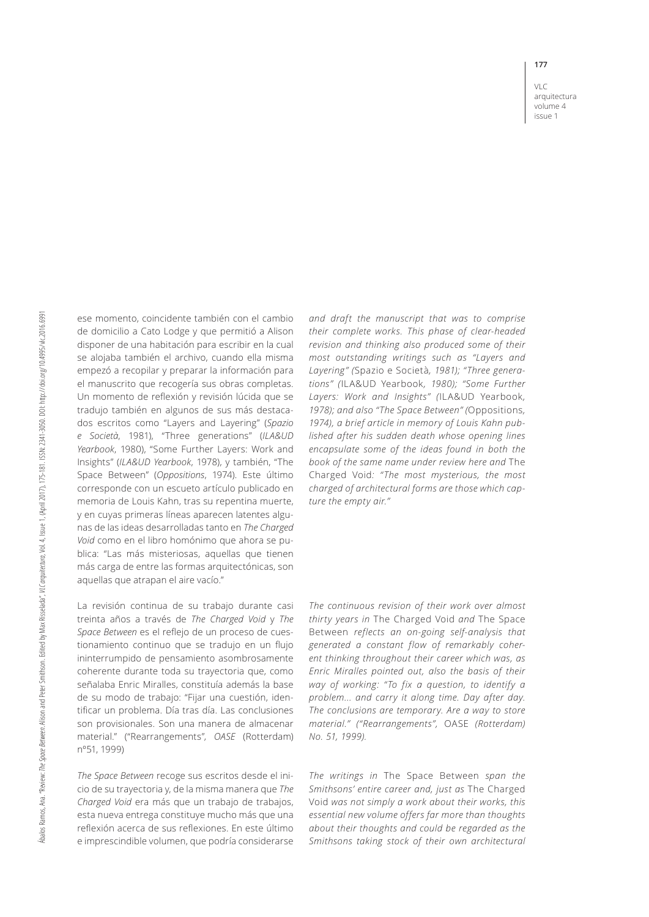ese momento, coincidente también con el cambio de domicilio a Cato Lodge y que permitió a Alison disponer de una habitación para escribir en la cual se alojaba también el archivo, cuando ella misma empezó a recopilar y preparar la información para el manuscrito que recogería sus obras completas. Un momento de reflexión y revisión lúcida que se tradujo también en algunos de sus más destacados escritos como "Layers and Layering" (*Spazio e Società*, 1981), "Three generations" (*ILA&UD Yearbook*, 1980), "Some Further Layers: Work and Insights" (*ILA&UD Yearbook*, 1978), y también, "The Space Between" (*Oppositions*, 1974). Este último corresponde con un escueto artículo publicado en memoria de Louis Kahn, tras su repentina muerte, y en cuyas primeras líneas aparecen latentes algunas de las ideas desarrolladas tanto en *The Charged Void* como en el libro homónimo que ahora se publica: "Las más misteriosas, aquellas que tienen más carga de entre las formas arquitectónicas, son aquellas que atrapan el aire vacío."

La revisión continua de su trabajo durante casi treinta años a través de *The Charged Void* y *The Space Between* es el reflejo de un proceso de cuestionamiento continuo que se tradujo en un flujo ininterrumpido de pensamiento asombrosamente coherente durante toda su trayectoria que, como señalaba Enric Miralles, constituía además la base de su modo de trabajo: "Fijar una cuestión, identificar un problema. Día tras día. Las conclusiones son provisionales. Son una manera de almacenar material." ("Rearrangements", *OASE* (Rotterdam) nº51, 1999)

*The Space Between* recoge sus escritos desde el inicio de su trayectoria y, de la misma manera que *The Charged Void* era más que un trabajo de trabajos, esta nueva entrega constituye mucho más que una reflexión acerca de sus reflexiones. En este último e imprescindible volumen, que podría considerarse

*and draft the manuscript that was to comprise their complete works. This phase of clear-headed revision and thinking also produced some of their most outstanding writings such as "Layers and Layering" (*Spazio e Società*, 1981); "Three generations" (*ILA&UD Yearbook*, 1980); "Some Further Layers: Work and Insights" (*ILA&UD Yearbook*, 1978); and also "The Space Between" (*Oppositions*, 1974), a brief article in memory of Louis Kahn published after his sudden death whose opening lines encapsulate some of the ideas found in both the book of the same name under review here and* The Charged Void*: "The most mysterious, the most charged of architectural forms are those which capture the empty air."*

*The continuous revision of their work over almost thirty years in* The Charged Void *and* The Space Between *reflects an on-going self-analysis that generated a constant flow of remarkably coherent thinking throughout their career which was, as Enric Miralles pointed out, also the basis of their way of working: "To fix a question, to identify a problem... and carry it along time. Day after day. The conclusions are temporary. Are a way to store material." ("Rearrangements",* OASE *(Rotterdam) No. 51, 1999).*

*The writings in* The Space Between *span the Smithsons' entire career and, just as* The Charged Void *was not simply a work about their works, this essential new volume offers far more than thoughts about their thoughts and could be regarded as the Smithsons taking stock of their own architectural*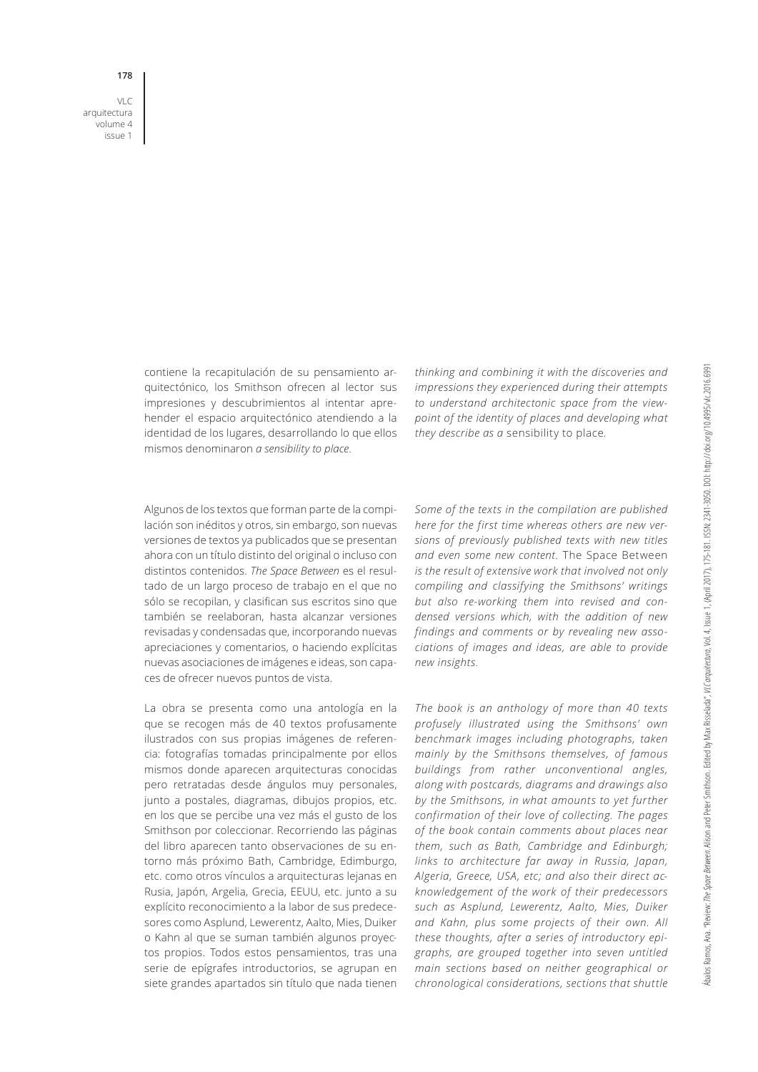contiene la recapitulación de su pensamiento arquitectónico, los Smithson ofrecen al lector sus impresiones y descubrimientos al intentar aprehender el espacio arquitectónico atendiendo a la identidad de los lugares, desarrollando lo que ellos mismos denominaron *a sensibility to place*.

*thinking and combining it with the discoveries and impressions they experienced during their attempts to understand architectonic space from the viewpoint of the identity of places and developing what they describe as a* sensibility to place.

Algunos de los textos que forman parte de la compilación son inéditos y otros, sin embargo, son nuevas versiones de textos ya publicados que se presentan ahora con un título distinto del original o incluso con distintos contenidos. *The Space Between* es el resultado de un largo proceso de trabajo en el que no sólo se recopilan, y clasifican sus escritos sino que también se reelaboran, hasta alcanzar versiones revisadas y condensadas que, incorporando nuevas apreciaciones y comentarios, o haciendo explícitas nuevas asociaciones de imágenes e ideas, son capaces de ofrecer nuevos puntos de vista.

*Some of the texts in the compilation are published here for the first time whereas others are new versions of previously published texts with new titles and even some new content.* The Space Between *is the result of extensive work that involved not only compiling and classifying the Smithsons' writings but also re-working them into revised and condensed versions which, with the addition of new findings and comments or by revealing new associations of images and ideas, are able to provide new insights.*

La obra se presenta como una antología en la que se recogen más de 40 textos profusamente ilustrados con sus propias imágenes de referencia: fotografías tomadas principalmente por ellos mismos donde aparecen arquitecturas conocidas pero retratadas desde ángulos muy personales, junto a postales, diagramas, dibujos propios, etc. en los que se percibe una vez más el gusto de los Smithson por coleccionar. Recorriendo las páginas del libro aparecen tanto observaciones de su entorno más próximo Bath, Cambridge, Edimburgo, etc. como otros vínculos a arquitecturas lejanas en Rusia, Japón, Argelia, Grecia, EEUU, etc. junto a su explícito reconocimiento a la labor de sus predecesores como Asplund, Lewerentz, Aalto, Mies, Duiker o Kahn al que se suman también algunos proyectos propios. Todos estos pensamientos, tras una serie de epígrafes introductorios, se agrupan en siete grandes apartados sin título que nada tienen

*The book is an anthology of more than 40 texts profusely illustrated using the Smithsons' own benchmark images including photographs, taken mainly by the Smithsons themselves, of famous buildings from rather unconventional angles, along with postcards, diagrams and drawings also by the Smithsons, in what amounts to yet further confirmation of their love of collecting. The pages of the book contain comments about places near them, such as Bath, Cambridge and Edinburgh; links to architecture far away in Russia, Japan, Algeria, Greece, USA, etc; and also their direct acknowledgement of the work of their predecessors such as Asplund, Lewerentz, Aalto, Mies, Duiker and Kahn, plus some projects of their own. All these thoughts, after a series of introductory epigraphs, are grouped together into seven untitled main sections based on neither geographical or chronological considerations, sections that shuttle*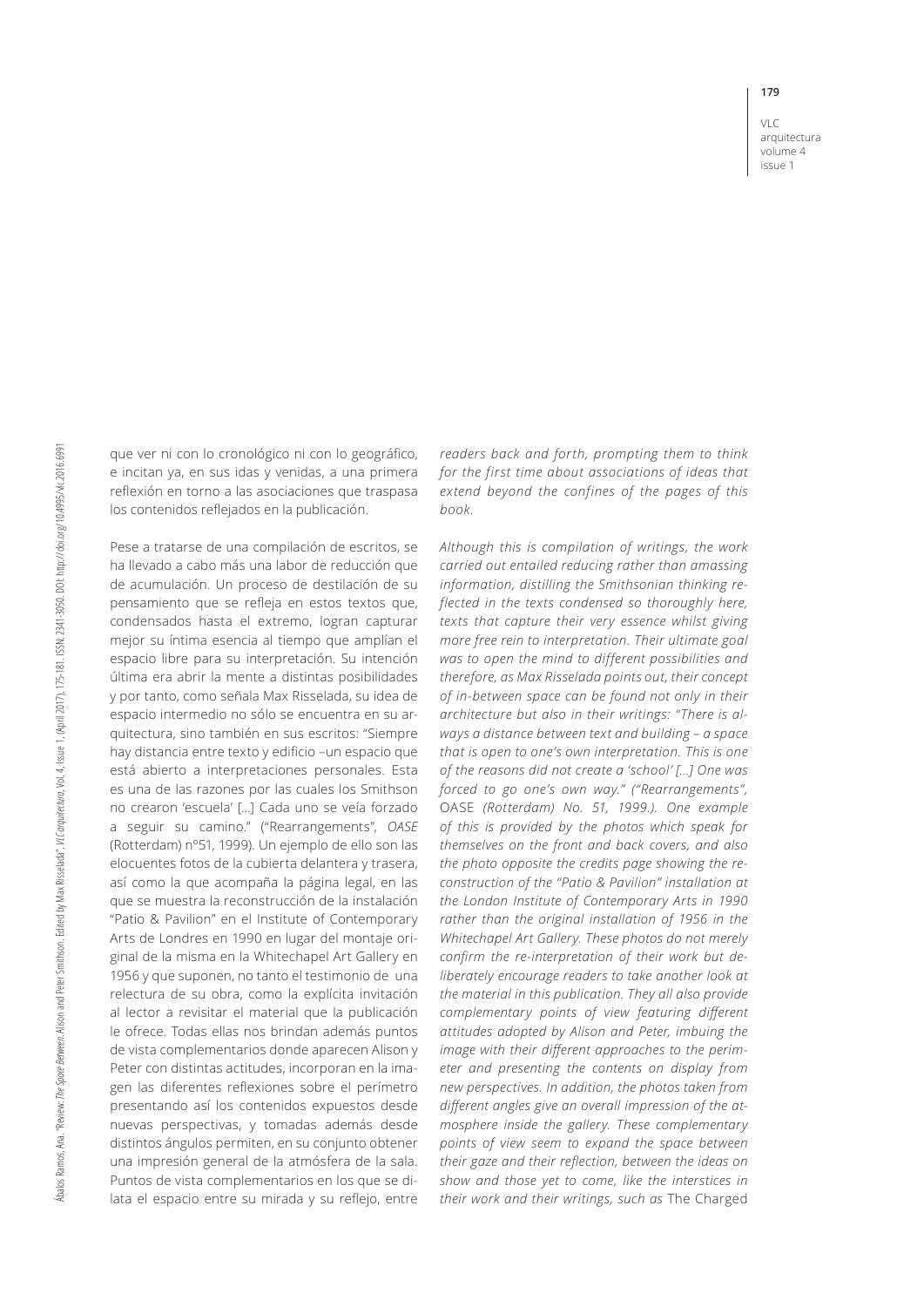que ver ni con lo cronológico ni con lo geográfico, e incitan ya, en sus idas y venidas, a una primera reflexión en torno a las asociaciones que traspasa los contenidos reflejados en la publicación.

Pese a tratarse de una compilación de escritos, se ha llevado a cabo más una labor de reducción que de acumulación. Un proceso de destilación de su pensamiento que se refleja en estos textos que, condensados hasta el extremo, logran capturar mejor su íntima esencia al tiempo que amplían el espacio libre para su interpretación. Su intención última era abrir la mente a distintas posibilidades y por tanto, como señala Max Risselada, su idea de espacio intermedio no sólo se encuentra en su arquitectura, sino también en sus escritos: "Siempre hay distancia entre texto y edificio –un espacio que está abierto a interpretaciones personales. Esta es una de las razones por las cuales los Smithson no crearon 'escuela' […] Cada uno se veía forzado a seguir su camino." ("Rearrangements", *OASE* (Rotterdam) nº51, 1999). Un ejemplo de ello son las elocuentes fotos de la cubierta delantera y trasera, así como la que acompaña la página legal, en las que se muestra la reconstrucción de la instalación "Patio & Pavilion" en el Institute of Contemporary Arts de Londres en 1990 en lugar del montaje original de la misma en la Whitechapel Art Gallery en 1956 y que suponen, no tanto el testimonio de una relectura de su obra, como la explícita invitación al lector a revisitar el material que la publicación le ofrece. Todas ellas nos brindan además puntos de vista complementarios donde aparecen Alison y Peter con distintas actitudes, incorporan en la imagen las diferentes reflexiones sobre el perímetro presentando así los contenidos expuestos desde nuevas perspectivas, y tomadas además desde distintos ángulos permiten, en su conjunto obtener una impresión general de la atmósfera de la sala. Puntos de vista complementarios en los que se dilata el espacio entre su mirada y su reflejo, entre

*readers back and forth, prompting them to think for the first time about associations of ideas that extend beyond the confines of the pages of this book.*

*Although this is compilation of writings, the work carried out entailed reducing rather than amassing information, distilling the Smithsonian thinking reflected in the texts condensed so thoroughly here, texts that capture their very essence whilst giving more free rein to interpretation. Their ultimate goal was to open the mind to different possibilities and therefore, as Max Risselada points out, their concept of in-between space can be found not only in their architecture but also in their writings: "There is always a distance between text and building – a space that is open to one's own interpretation. This is one of the reasons did not create a 'school' […] One was forced to go one's own way." ("Rearrangements",* OASE *(Rotterdam) No. 51, 1999.). One example of this is provided by the photos which speak for themselves on the front and back covers, and also the photo opposite the credits page showing the reconstruction of the "Patio & Pavilion" installation at the London Institute of Contemporary Arts in 1990 rather than the original installation of 1956 in the Whitechapel Art Gallery. These photos do not merely confirm the re-interpretation of their work but deliberately encourage readers to take another look at the material in this publication. They all also provide complementary points of view featuring different attitudes adopted by Alison and Peter, imbuing the image with their different approaches to the perimeter and presenting the contents on display from new perspectives. In addition, the photos taken from different angles give an overall impression of the atmosphere inside the gallery. These complementary points of view seem to expand the space between their gaze and their reflection, between the ideas on show and those yet to come, like the interstices in their work and their writings, such as* The Charged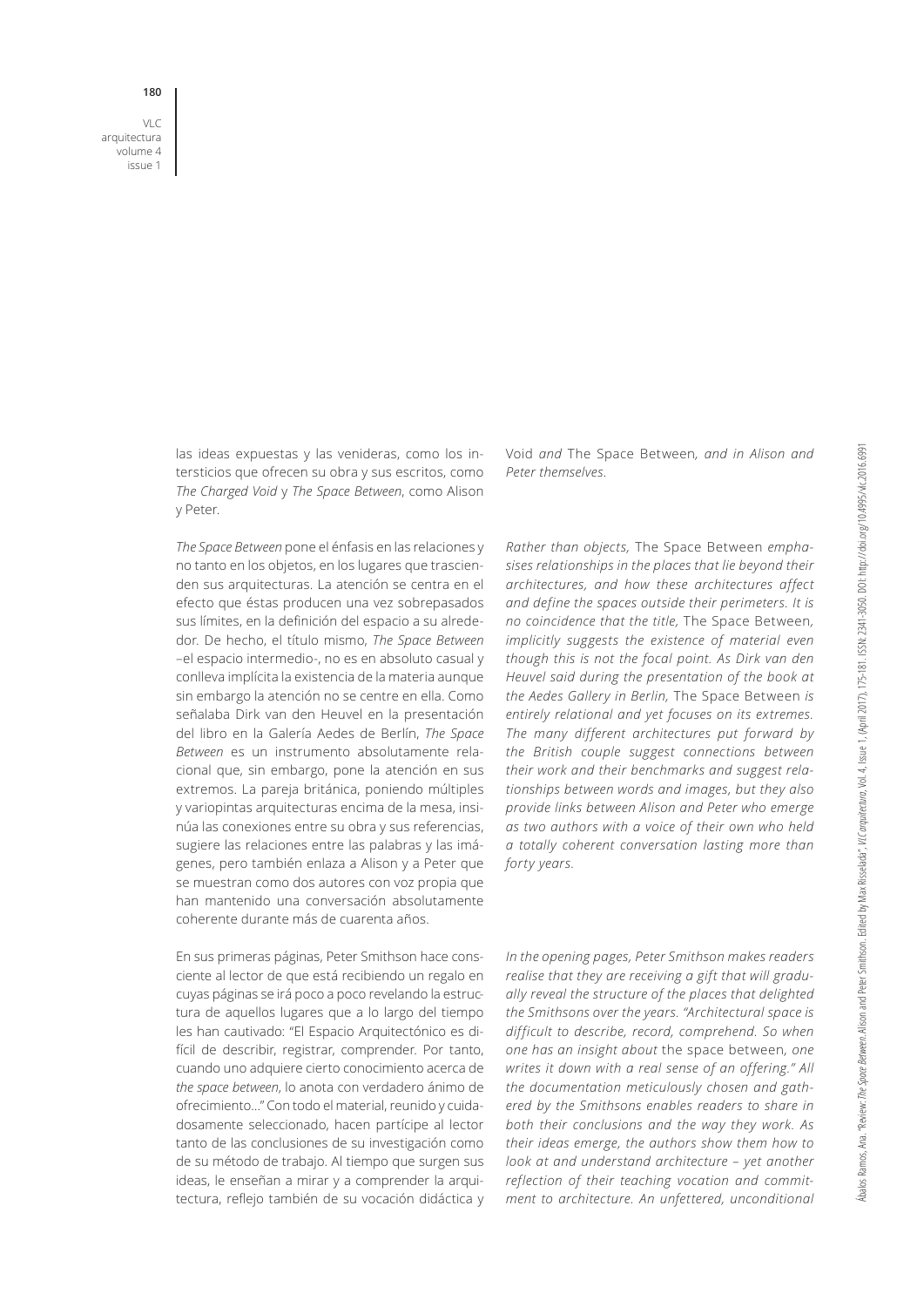las ideas expuestas y las venideras, como los intersticios que ofrecen su obra y sus escritos, como *The Charged Void* y *The Space Between*, como Alison y Peter.

*The Space Between* pone el énfasis en las relaciones y no tanto en los objetos, en los lugares que trascienden sus arquitecturas. La atención se centra en el efecto que éstas producen una vez sobrepasados sus límites, en la definición del espacio a su alrededor. De hecho, el título mismo, *The Space Between* –el espacio intermedio-, no es en absoluto casual y conlleva implícita la existencia de la materia aunque sin embargo la atención no se centre en ella. Como señalaba Dirk van den Heuvel en la presentación del libro en la Galería Aedes de Berlín, *The Space Between* es un instrumento absolutamente relacional que, sin embargo, pone la atención en sus extremos. La pareja británica, poniendo múltiples y variopintas arquitecturas encima de la mesa, insinúa las conexiones entre su obra y sus referencias, sugiere las relaciones entre las palabras y las imágenes, pero también enlaza a Alison y a Peter que se muestran como dos autores con voz propia que han mantenido una conversación absolutamente coherente durante más de cuarenta años.

En sus primeras páginas, Peter Smithson hace consciente al lector de que está recibiendo un regalo en cuyas páginas se irá poco a poco revelando la estructura de aquellos lugares que a lo largo del tiempo les han cautivado: "El Espacio Arquitectónico es difícil de describir, registrar, comprender. Por tanto, cuando uno adquiere cierto conocimiento acerca de *the space between*, lo anota con verdadero ánimo de ofrecimiento..." Con todo el material, reunido y cuidadosamente seleccionado, hacen partícipe al lector tanto de las conclusiones de su investigación como de su método de trabajo. Al tiempo que surgen sus ideas, le enseñan a mirar y a comprender la arquitectura, reflejo también de su vocación didáctica y

*Void and* The Space Between*, and in Alison and Peter themselves.*

*Rather than objects,* The Space Between *emphasises relationships in the places that lie beyond their architectures, and how these architectures affect and define the spaces outside their perimeters. It is no coincidence that the title,* The Space Between*, implicitly suggests the existence of material even though this is not the focal point. As Dirk van den Heuvel said during the presentation of the book at the Aedes Gallery in Berlin,* The Space Between *is entirely relational and yet focuses on its extremes. The many different architectures put forward by the British couple suggest connections between their work and their benchmarks and suggest relationships between words and images, but they also provide links between Alison and Peter who emerge as two authors with a voice of their own who held a totally coherent conversation lasting more than forty years.*

*In the opening pages, Peter Smithson makes readers realise that they are receiving a gift that will gradually reveal the structure of the places that delighted the Smithsons over the years. "Architectural space is difficult to describe, record, comprehend. So when one has an insight about* the space between*, one writes it down with a real sense of an offering." All the documentation meticulously chosen and gathered by the Smithsons enables readers to share in both their conclusions and the way they work. As their ideas emerge, the authors show them how to look at and understand architecture – yet another reflection of their teaching vocation and commitment to architecture. An unfettered, unconditional*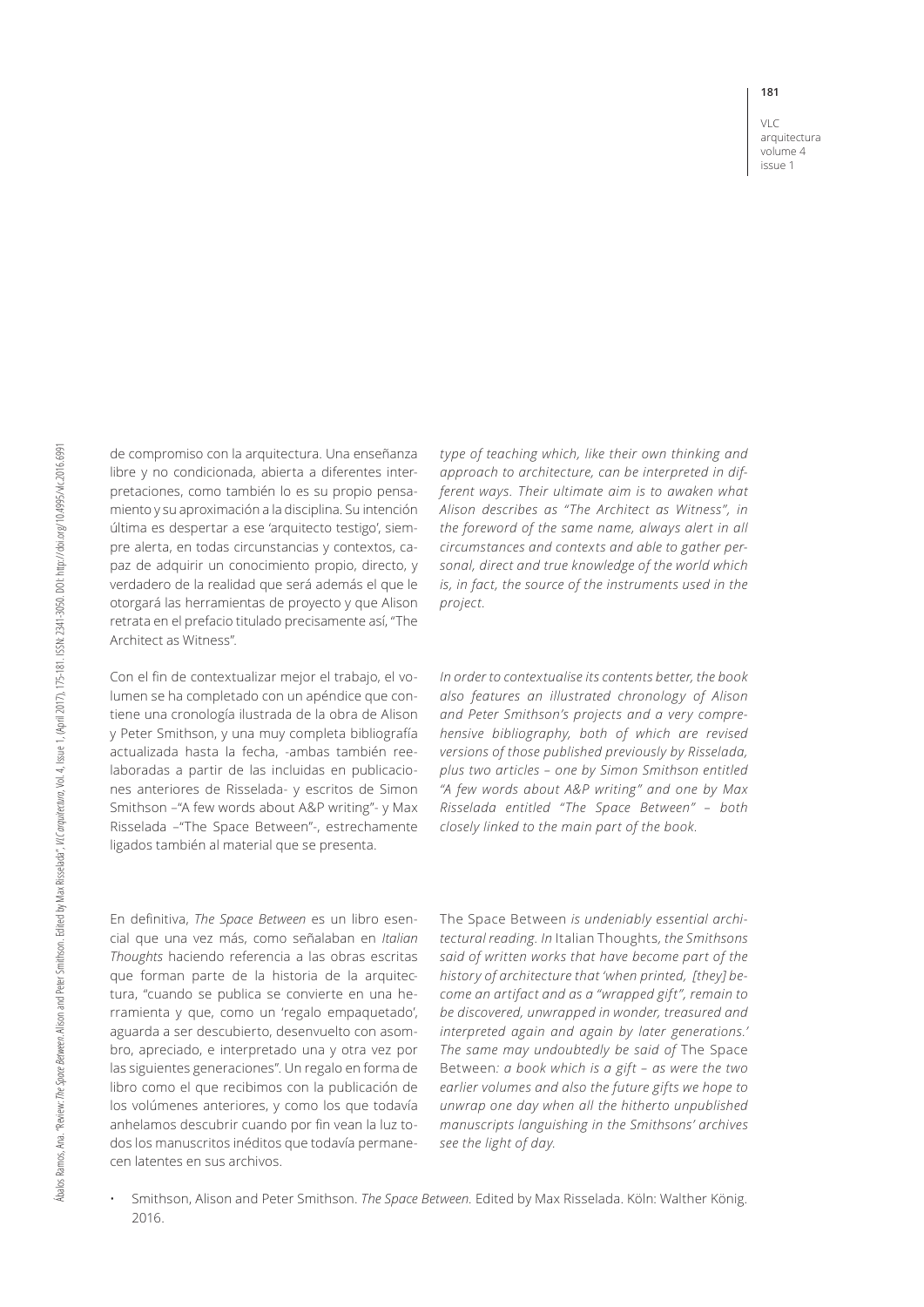de compromiso con la arquitectura. Una enseñanza libre y no condicionada, abierta a diferentes interpretaciones, como también lo es su propio pensamiento y su aproximación a la disciplina. Su intención última es despertar a ese 'arquitecto testigo', siempre alerta, en todas circunstancias y contextos, capaz de adquirir un conocimiento propio, directo, y verdadero de la realidad que será además el que le otorgará las herramientas de proyecto y que Alison retrata en el prefacio titulado precisamente así, "The Architect as Witness".

*type of teaching which, like their own thinking and approach to architecture, can be interpreted in different ways. Their ultimate aim is to awaken what Alison describes as "The Architect as Witness", in the foreword of the same name, always alert in all circumstances and contexts and able to gather personal, direct and true knowledge of the world which is, in fact, the source of the instruments used in the project.*

Con el fin de contextualizar mejor el trabajo, el volumen se ha completado con un apéndice que contiene una cronología ilustrada de la obra de Alison y Peter Smithson, y una muy completa bibliografía actualizada hasta la fecha, -ambas también reelaboradas a partir de las incluidas en publicaciones anteriores de Risselada- y escritos de Simon Smithson –"A few words about A&P writing"- y Max Risselada –"The Space Between"-, estrechamente ligados también al material que se presenta.

*In order to contextualise its contents better, the book also features an illustrated chronology of Alison and Peter Smithson's projects and a very comprehensive bibliography, both of which are revised versions of those published previously by Risselada, plus two articles – one by Simon Smithson entitled "A few words about A&P writing" and one by Max Risselada entitled "The Space Between" – both closely linked to the main part of the book.*

En definitiva, *The Space Between* es un libro esencial que una vez más, como señalaban en *Italian Thoughts* haciendo referencia a las obras escritas que forman parte de la historia de la arquitectura, "cuando se publica se convierte en una herramienta y que, como un 'regalo empaquetado', aguarda a ser descubierto, desenvuelto con asombro, apreciado, e interpretado una y otra vez por las siguientes generaciones". Un regalo en forma de libro como el que recibimos con la publicación de los volúmenes anteriores, y como los que todavía anhelamos descubrir cuando por fin vean la luz todos los manuscritos inéditos que todavía permanecen latentes en sus archivos.

The Space Between *is undeniably essential architectural reading. In* Italian Thoughts*, the Smithsons said of written works that have become part of the history of architecture that 'when printed, [they] become an artifact and as a "wrapped gift", remain to be discovered, unwrapped in wonder, treasured and interpreted again and again by later generations.' The same may undoubtedly be said of* The Space Between*: a book which is a gift – as were the two earlier volumes and also the future gifts we hope to unwrap one day when all the hitherto unpublished manuscripts languishing in the Smithsons' archives see the light of day.*

- Smithson, Alison and Peter Smithson. *The Space Between.* Edited by Max Risselada. Köln: Walther König. 2016.